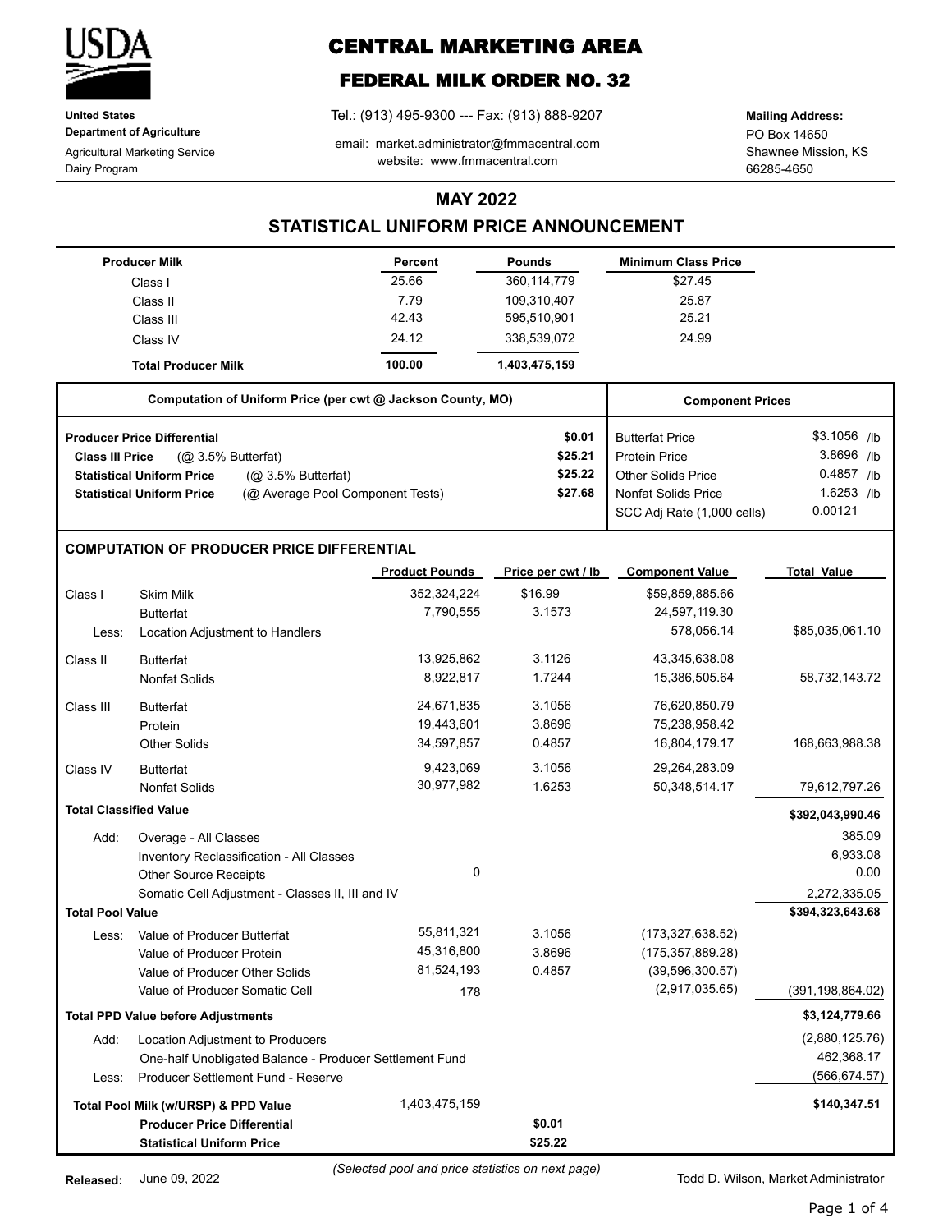**United States Department of Agriculture**
Agricultural Marketing Service
Dairy Program

# CENTRAL MARKETING AREA

## FEDERAL MILK ORDER NO. 32

Tel.: (913) 495-9300 --- Fax: (913) 888-9207

email: market.administrator@fmmacentral.com
website: www.fmmacentral.com

**Mailing Address:**
PO Box 14650
Shawnee Mission, KS
66285-4650

## MAY 2022

## STATISTICAL UNIFORM PRICE ANNOUNCEMENT

| Producer Milk | Percent | Pounds | Minimum Class Price |
|---|---|---|---|
| Class I | 25.66 | 360,114,779 | $27.45 |
| Class II | 7.79 | 109,310,407 | 25.87 |
| Class III | 42.43 | 595,510,901 | 25.21 |
| Class IV | 24.12 | 338,539,072 | 24.99 |
| **Total Producer Milk** | **100.00** | **1,403,475,159** | |

| Computation of Uniform Price (per cwt @ Jackson County, MO) | |
|---|---|
| **Producer Price Differential** | **$0.01** |
| **Class III Price** (@ 3.5% Butterfat) | **$25.21** |
| **Statistical Uniform Price** (@ 3.5% Butterfat) | **$25.22** |
| **Statistical Uniform Price** (@ Average Pool Component Tests) | **$27.68** |

| Component Prices | |
|---|---|
| Butterfat Price | $3.1056 /lb |
| Protein Price | 3.8696 /lb |
| Other Solids Price | 0.4857 /lb |
| Nonfat Solids Price | 1.6253 /lb |
| SCC Adj Rate (1,000 cells) | 0.00121 |

### COMPUTATION OF PRODUCER PRICE DIFFERENTIAL

| | | Product Pounds | Price per cwt / lb | Component Value | Total Value |
|---|---|---|---|---|---|
| Class I | Skim Milk | 352,324,224 | $16.99 | $59,859,885.66 | |
| | Butterfat | 7,790,555 | 3.1573 | 24,597,119.30 | |
| Less: | Location Adjustment to Handlers | | | 578,056.14 | $85,035,061.10 |
| Class II | Butterfat | 13,925,862 | 3.1126 | 43,345,638.08 | |
| | Nonfat Solids | 8,922,817 | 1.7244 | 15,386,505.64 | 58,732,143.72 |
| Class III | Butterfat | 24,671,835 | 3.1056 | 76,620,850.79 | |
| | Protein | 19,443,601 | 3.8696 | 75,238,958.42 | |
| | Other Solids | 34,597,857 | 0.4857 | 16,804,179.17 | 168,663,988.38 |
| Class IV | Butterfat | 9,423,069 | 3.1056 | 29,264,283.09 | |
| | Nonfat Solids | 30,977,982 | 1.6253 | 50,348,514.17 | 79,612,797.26 |
| **Total Classified Value** | | | | | **$392,043,990.46** |
| Add: | Overage - All Classes | | | | 385.09 |
| | Inventory Reclassification - All Classes | | | | 6,933.08 |
| | Other Source Receipts | 0 | | | 0.00 |
| | Somatic Cell Adjustment - Classes II, III and IV | | | | 2,272,335.05 |
| **Total Pool Value** | | | | | **$394,323,643.68** |
| Less: | Value of Producer Butterfat | 55,811,321 | 3.1056 | (173,327,638.52) | |
| | Value of Producer Protein | 45,316,800 | 3.8696 | (175,357,889.28) | |
| | Value of Producer Other Solids | 81,524,193 | 0.4857 | (39,596,300.57) | |
| | Value of Producer Somatic Cell | 178 | | (2,917,035.65) | (391,198,864.02) |
| **Total PPD Value before Adjustments** | | | | | **$3,124,779.66** |
| Add: | Location Adjustment to Producers | | | | (2,880,125.76) |
| | One-half Unobligated Balance - Producer Settlement Fund | | | | 462,368.17 |
| Less: | Producer Settlement Fund - Reserve | | | | (566,674.57) |
| **Total Pool Milk (w/URSP) & PPD Value** | | 1,403,475,159 | | | **$140,347.51** |
| | **Producer Price Differential** | | **$0.01** | | |
| | **Statistical Uniform Price** | | **$25.22** | | |

*(Selected pool and price statistics on next page)*

**Released:** June 09, 2022

Todd D. Wilson, Market Administrator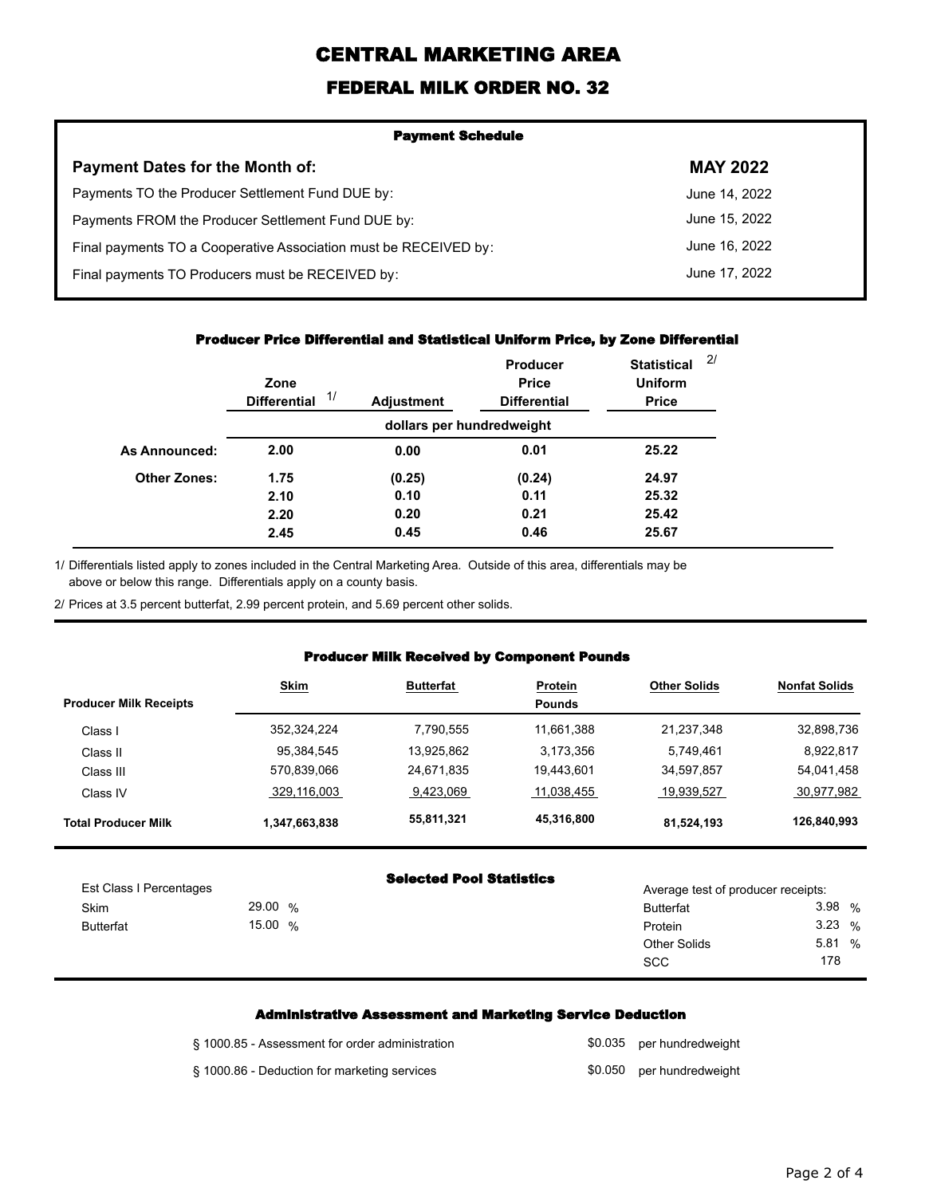# CENTRAL MARKETING AREA

## FEDERAL MILK ORDER NO. 32

### Payment Schedule

| Payment Dates for the Month of: | MAY 2022 |
|---|---|
| Payments TO the Producer Settlement Fund DUE by: | June 14, 2022 |
| Payments FROM the Producer Settlement Fund DUE by: | June 15, 2022 |
| Final payments TO a Cooperative Association must be RECEIVED by: | June 16, 2022 |
| Final payments TO Producers must be RECEIVED by: | June 17, 2022 |

### Producer Price Differential and Statistical Uniform Price, by Zone Differential

| | Zone Differential [1/] | Adjustment | Producer Price Differential | Statistical Uniform Price [2/] |
|---|---|---|---|---|
| | dollars per hundredweight | | | |
| **As Announced:** | 2.00 | 0.00 | 0.01 | 25.22 |
| **Other Zones:** | 1.75 | (0.25) | (0.24) | 24.97 |
| | 2.10 | 0.10 | 0.11 | 25.32 |
| | 2.20 | 0.20 | 0.21 | 25.42 |
| | 2.45 | 0.45 | 0.46 | 25.67 |

1/ Differentials listed apply to zones included in the Central Marketing Area. Outside of this area, differentials may be above or below this range. Differentials apply on a county basis.

2/ Prices at 3.5 percent butterfat, 2.99 percent protein, and 5.69 percent other solids.

### Producer Milk Received by Component Pounds

| Producer Milk Receipts | Skim | Butterfat | Protein Pounds | Other Solids | Nonfat Solids |
|---|---|---|---|---|---|
| Class I | 352,324,224 | 7,790,555 | 11,661,388 | 21,237,348 | 32,898,736 |
| Class II | 95,384,545 | 13,925,862 | 3,173,356 | 5,749,461 | 8,922,817 |
| Class III | 570,839,066 | 24,671,835 | 19,443,601 | 34,597,857 | 54,041,458 |
| Class IV | 329,116,003 | 9,423,069 | 11,038,455 | 19,939,527 | 30,977,982 |
| **Total Producer Milk** | **1,347,663,838** | **55,811,321** | **45,316,800** | **81,524,193** | **126,840,993** |

### Selected Pool Statistics

| Est Class I Percentages | |
|---|---|
| Skim | 29.00 % |
| Butterfat | 15.00 % |

| Average test of producer receipts: | |
|---|---|
| Butterfat | 3.98 % |
| Protein | 3.23 % |
| Other Solids | 5.81 % |
| SCC | 178 |

### Administrative Assessment and Marketing Service Deduction

| | | |
|---|---|---|
| § 1000.85 - Assessment for order administration | $0.035 | per hundredweight |
| § 1000.86 - Deduction for marketing services | $0.050 | per hundredweight |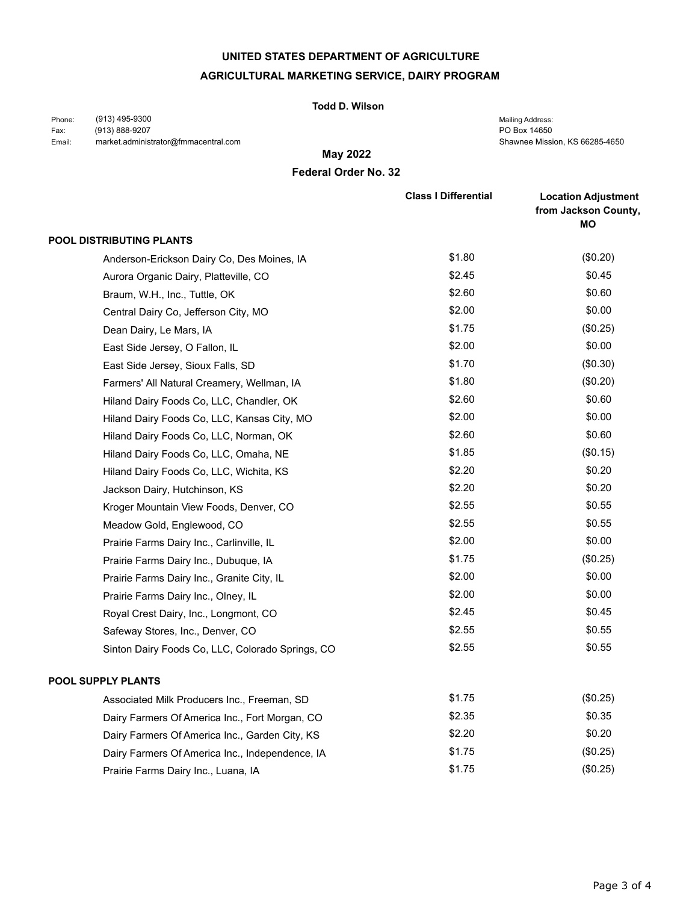**UNITED STATES DEPARTMENT OF AGRICULTURE**

**AGRICULTURAL MARKETING SERVICE, DAIRY PROGRAM**

**Todd D. Wilson**

Phone: (913) 495-9300
Fax: (913) 888-9207
Email: market.administrator@fmmacentral.com

Mailing Address:
PO Box 14650
Shawnee Mission, KS 66285-4650

**May 2022**

**Federal Order No. 32**

| | Class I Differential | Location Adjustment from Jackson County, MO |
|---|---|---|
| **POOL DISTRIBUTING PLANTS** | | |
| Anderson-Erickson Dairy Co, Des Moines, IA | $1.80 | ($0.20) |
| Aurora Organic Dairy, Platteville, CO | $2.45 | $0.45 |
| Braum, W.H., Inc., Tuttle, OK | $2.60 | $0.60 |
| Central Dairy Co, Jefferson City, MO | $2.00 | $0.00 |
| Dean Dairy, Le Mars, IA | $1.75 | ($0.25) |
| East Side Jersey, O Fallon, IL | $2.00 | $0.00 |
| East Side Jersey, Sioux Falls, SD | $1.70 | ($0.30) |
| Farmers' All Natural Creamery, Wellman, IA | $1.80 | ($0.20) |
| Hiland Dairy Foods Co, LLC, Chandler, OK | $2.60 | $0.60 |
| Hiland Dairy Foods Co, LLC, Kansas City, MO | $2.00 | $0.00 |
| Hiland Dairy Foods Co, LLC, Norman, OK | $2.60 | $0.60 |
| Hiland Dairy Foods Co, LLC, Omaha, NE | $1.85 | ($0.15) |
| Hiland Dairy Foods Co, LLC, Wichita, KS | $2.20 | $0.20 |
| Jackson Dairy, Hutchinson, KS | $2.20 | $0.20 |
| Kroger Mountain View Foods, Denver, CO | $2.55 | $0.55 |
| Meadow Gold, Englewood, CO | $2.55 | $0.55 |
| Prairie Farms Dairy Inc., Carlinville, IL | $2.00 | $0.00 |
| Prairie Farms Dairy Inc., Dubuque, IA | $1.75 | ($0.25) |
| Prairie Farms Dairy Inc., Granite City, IL | $2.00 | $0.00 |
| Prairie Farms Dairy Inc., Olney, IL | $2.00 | $0.00 |
| Royal Crest Dairy, Inc., Longmont, CO | $2.45 | $0.45 |
| Safeway Stores, Inc., Denver, CO | $2.55 | $0.55 |
| Sinton Dairy Foods Co, LLC, Colorado Springs, CO | $2.55 | $0.55 |
| **POOL SUPPLY PLANTS** | | |
| Associated Milk Producers Inc., Freeman, SD | $1.75 | ($0.25) |
| Dairy Farmers Of America Inc., Fort Morgan, CO | $2.35 | $0.35 |
| Dairy Farmers Of America Inc., Garden City, KS | $2.20 | $0.20 |
| Dairy Farmers Of America Inc., Independence, IA | $1.75 | ($0.25) |
| Prairie Farms Dairy Inc., Luana, IA | $1.75 | ($0.25) |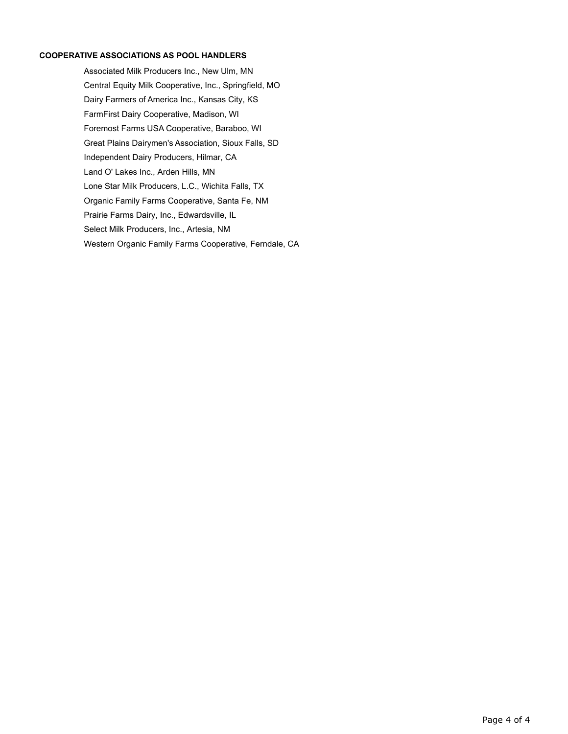**COOPERATIVE ASSOCIATIONS AS POOL HANDLERS**

Associated Milk Producers Inc., New Ulm, MN

Central Equity Milk Cooperative, Inc., Springfield, MO

Dairy Farmers of America Inc., Kansas City, KS

FarmFirst Dairy Cooperative, Madison, WI

Foremost Farms USA Cooperative, Baraboo, WI

Great Plains Dairymen's Association, Sioux Falls, SD

Independent Dairy Producers, Hilmar, CA

Land O' Lakes Inc., Arden Hills, MN

Lone Star Milk Producers, L.C., Wichita Falls, TX

Organic Family Farms Cooperative, Santa Fe, NM

Prairie Farms Dairy, Inc., Edwardsville, IL

Select Milk Producers, Inc., Artesia, NM

Western Organic Family Farms Cooperative, Ferndale, CA